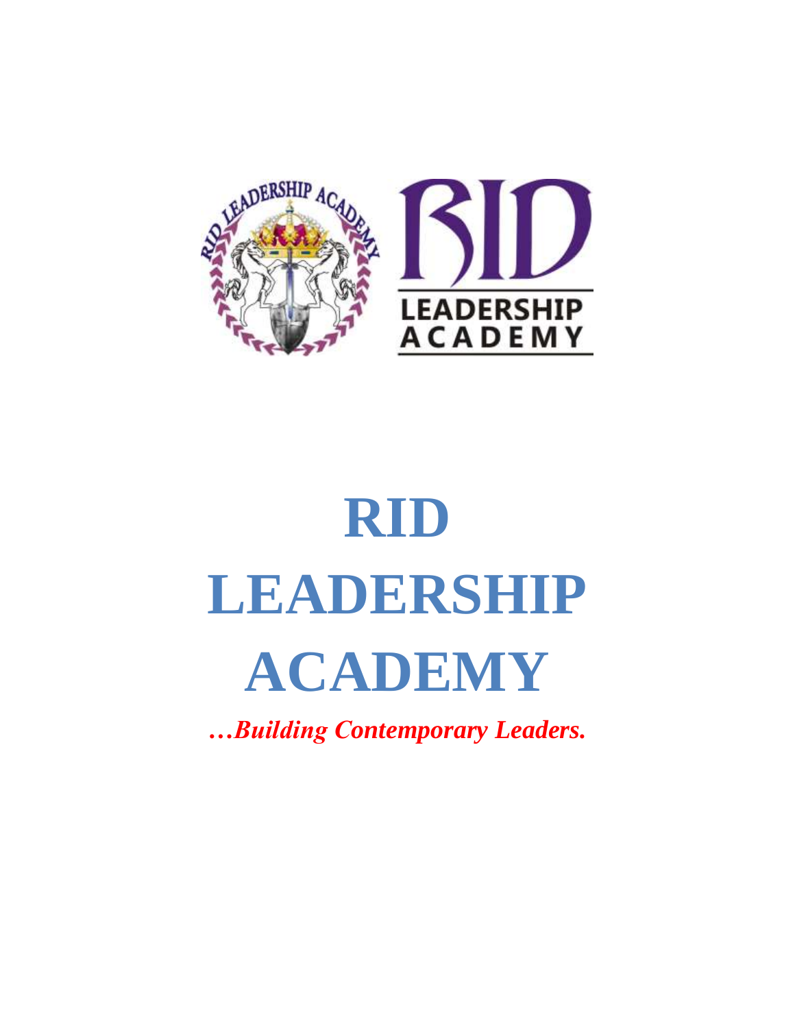# RID LEADERSHIP ACADEMY

***…Building Contemporary Leaders.***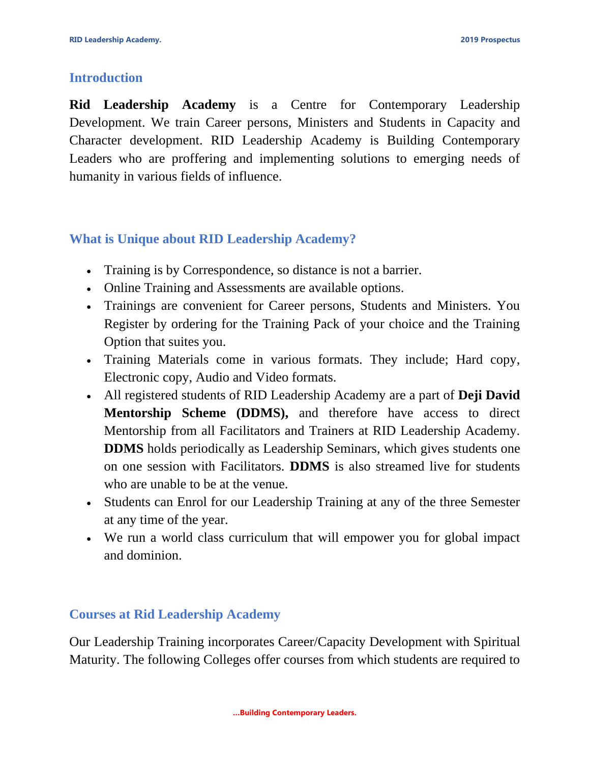## Introduction

**Rid Leadership Academy** is a Centre for Contemporary Leadership Development. We train Career persons, Ministers and Students in Capacity and Character development. RID Leadership Academy is Building Contemporary Leaders who are proffering and implementing solutions to emerging needs of humanity in various fields of influence.

## What is Unique about RID Leadership Academy?

- Training is by Correspondence, so distance is not a barrier.
- Online Training and Assessments are available options.
- Trainings are convenient for Career persons, Students and Ministers. You Register by ordering for the Training Pack of your choice and the Training Option that suites you.
- Training Materials come in various formats. They include; Hard copy, Electronic copy, Audio and Video formats.
- All registered students of RID Leadership Academy are a part of **Deji David Mentorship Scheme (DDMS),** and therefore have access to direct Mentorship from all Facilitators and Trainers at RID Leadership Academy. **DDMS** holds periodically as Leadership Seminars, which gives students one on one session with Facilitators. **DDMS** is also streamed live for students who are unable to be at the venue.
- Students can Enrol for our Leadership Training at any of the three Semester at any time of the year.
- We run a world class curriculum that will empower you for global impact and dominion.

## Courses at Rid Leadership Academy

Our Leadership Training incorporates Career/Capacity Development with Spiritual Maturity. The following Colleges offer courses from which students are required to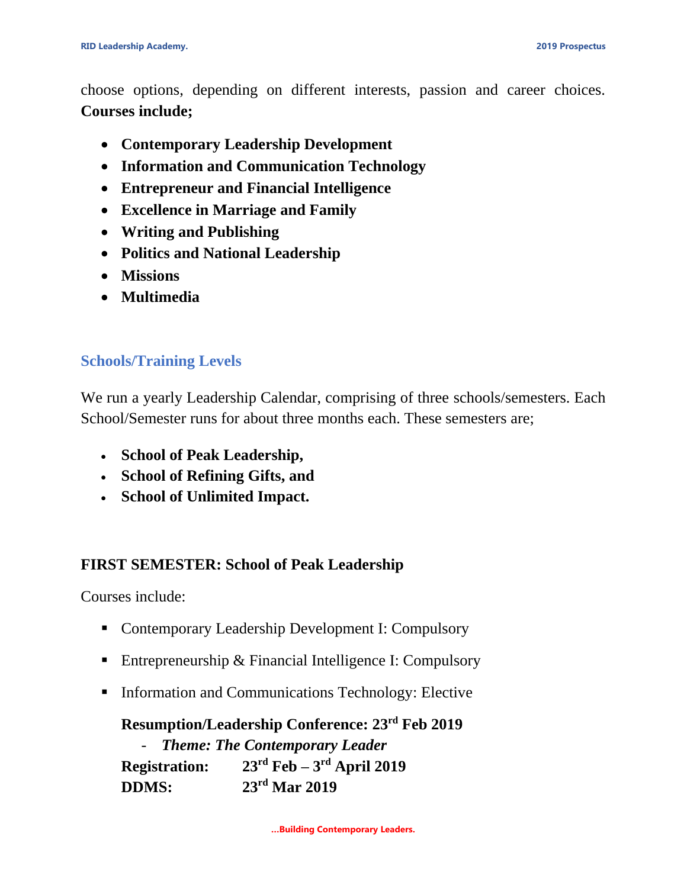choose options, depending on different interests, passion and career choices. **Courses include;**

- **Contemporary Leadership Development**
- **Information and Communication Technology**
- **Entrepreneur and Financial Intelligence**
- **Excellence in Marriage and Family**
- **Writing and Publishing**
- **Politics and National Leadership**
- **Missions**
- **Multimedia**

## Schools/Training Levels

We run a yearly Leadership Calendar, comprising of three schools/semesters. Each School/Semester runs for about three months each. These semesters are;

- **School of Peak Leadership,**
- **School of Refining Gifts, and**
- **School of Unlimited Impact.**

### FIRST SEMESTER: School of Peak Leadership

Courses include:

- Contemporary Leadership Development I: Compulsory
- Entrepreneurship & Financial Intelligence I: Compulsory
- Information and Communications Technology: Elective

**Resumption/Leadership Conference: 23rd Feb 2019**

- *Theme: The Contemporary Leader*

**Registration:** **23rd Feb – 3rd April 2019**
**DDMS:** **23rd Mar 2019**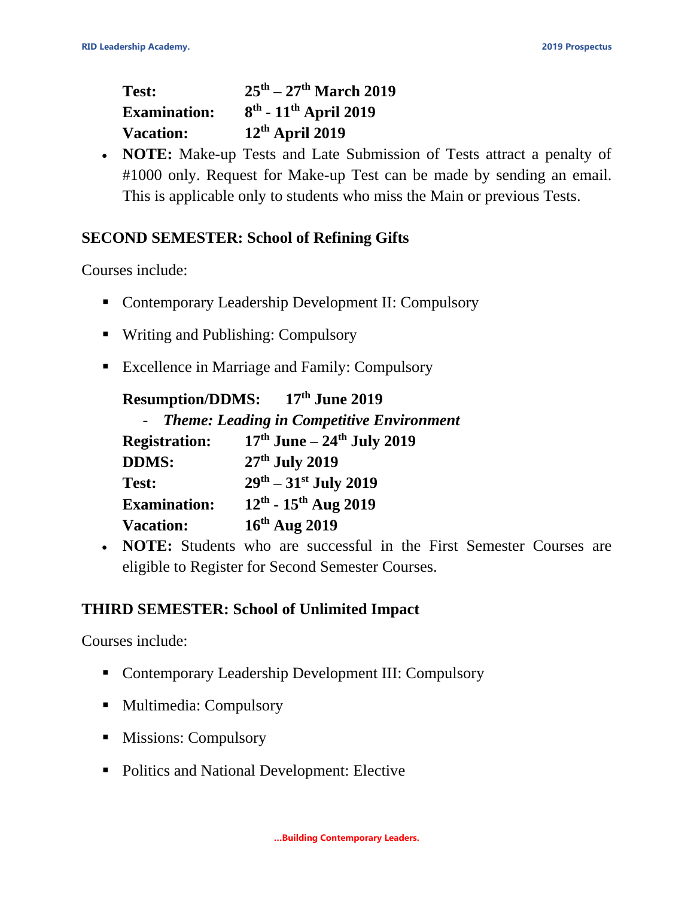**Test:** $25^{th}$ – $27^{th}$ **March 2019**
**Examination:** $8^{th}$ - $11^{th}$ **April 2019**
**Vacation:** $12^{th}$ **April 2019**

- **NOTE:** Make-up Tests and Late Submission of Tests attract a penalty of #1000 only. Request for Make-up Test can be made by sending an email. This is applicable only to students who miss the Main or previous Tests.

## SECOND SEMESTER: School of Refining Gifts

Courses include:

- Contemporary Leadership Development II: Compulsory
- Writing and Publishing: Compulsory
- Excellence in Marriage and Family: Compulsory

**Resumption/DDMS:** $17^{th}$ **June 2019**

- ***Theme: Leading in Competitive Environment***

**Registration:** $17^{th}$ **June** – $24^{th}$ **July 2019**
**DDMS:** $27^{th}$ **July 2019**
**Test:** $29^{th}$ – $31^{st}$ **July 2019**
**Examination:** $12^{th}$ - $15^{th}$ **Aug 2019**
**Vacation:** $16^{th}$ **Aug 2019**

- **NOTE:** Students who are successful in the First Semester Courses are eligible to Register for Second Semester Courses.

## THIRD SEMESTER: School of Unlimited Impact

Courses include:

- Contemporary Leadership Development III: Compulsory
- Multimedia: Compulsory
- Missions: Compulsory
- Politics and National Development: Elective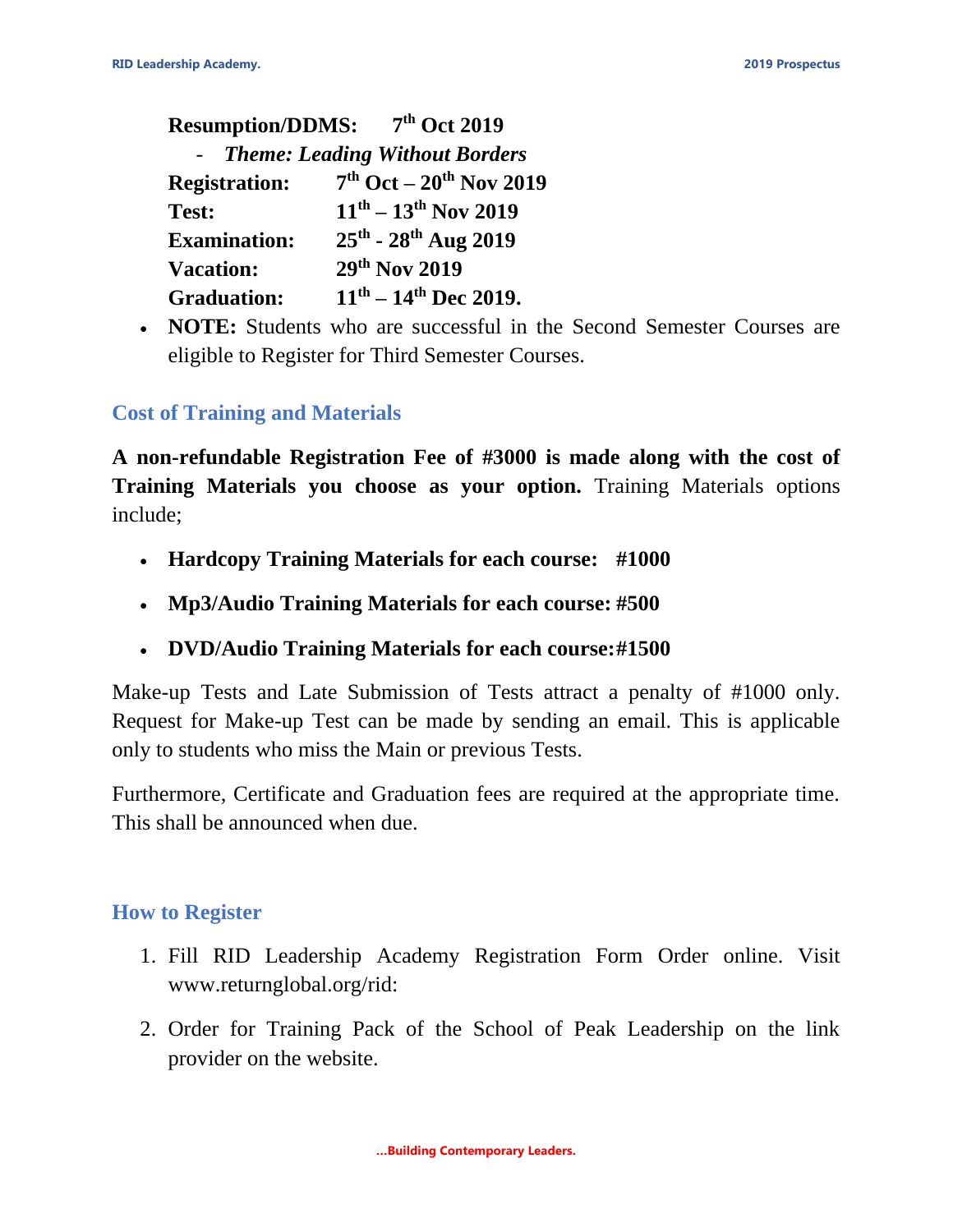**Resumption/DDMS:** 7th Oct 2019

- *Theme: Leading Without Borders*

**Registration:** 7th Oct – 20th Nov 2019

**Test:** 11th – 13th Nov 2019

**Examination:** 25th - 28th Aug 2019

**Vacation:** 29th Nov 2019

**Graduation:** 11th – 14th Dec 2019.

- **NOTE:** Students who are successful in the Second Semester Courses are eligible to Register for Third Semester Courses.

## Cost of Training and Materials

**A non-refundable Registration Fee of #3000 is made along with the cost of Training Materials you choose as your option.** Training Materials options include;

- **Hardcopy Training Materials for each course: #1000**
- **Mp3/Audio Training Materials for each course: #500**
- **DVD/Audio Training Materials for each course:#1500**

Make-up Tests and Late Submission of Tests attract a penalty of #1000 only. Request for Make-up Test can be made by sending an email. This is applicable only to students who miss the Main or previous Tests.

Furthermore, Certificate and Graduation fees are required at the appropriate time. This shall be announced when due.

## How to Register

1. Fill RID Leadership Academy Registration Form Order online. Visit www.returnglobal.org/rid:
2. Order for Training Pack of the School of Peak Leadership on the link provider on the website.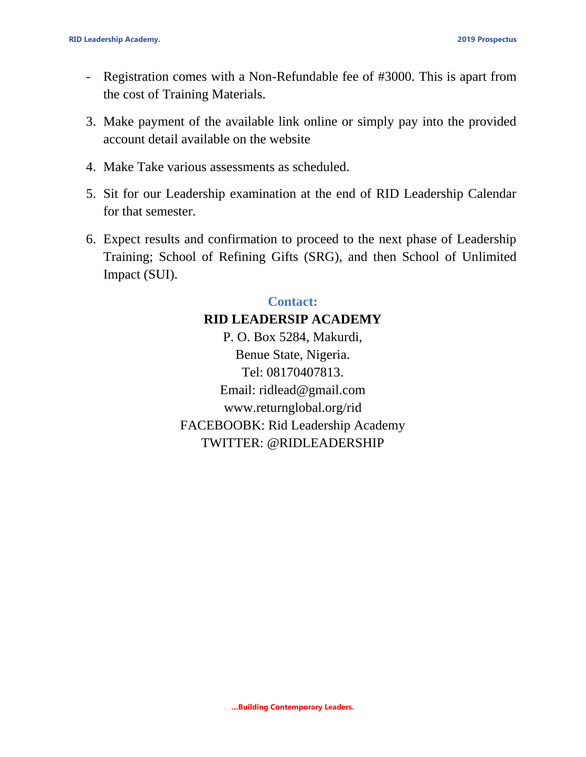- Registration comes with a Non-Refundable fee of #3000. This is apart from the cost of Training Materials.

3. Make payment of the available link online or simply pay into the provided account detail available on the website
4. Make Take various assessments as scheduled.
5. Sit for our Leadership examination at the end of RID Leadership Calendar for that semester.
6. Expect results and confirmation to proceed to the next phase of Leadership Training; School of Refining Gifts (SRG), and then School of Unlimited Impact (SUI).

**Contact:**

**RID LEADERSIP ACADEMY**

P. O. Box 5284, Makurdi,

Benue State, Nigeria.

Tel: 08170407813.

Email: ridlead@gmail.com

www.returnglobal.org/rid

FACEBOOBK: Rid Leadership Academy

TWITTER: @RIDLEADERSHIP